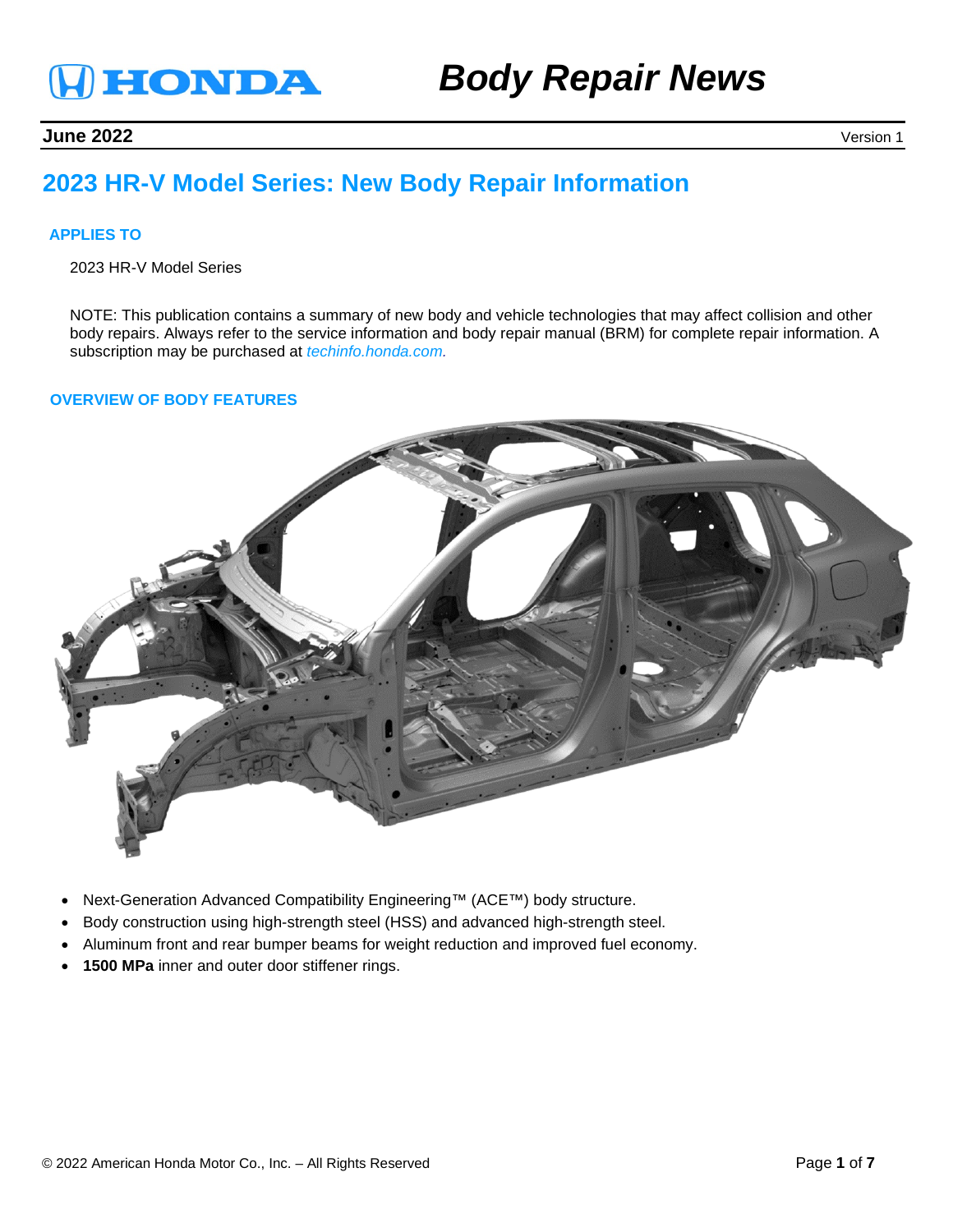**HONDA** | *Body Repair News*

**June 2022** — Version 1

# 2023 HR-V Model Series: New Body Repair Information

## APPLIES TO

2023 HR-V Model Series

NOTE: This publication contains a summary of new body and vehicle technologies that may affect collision and other body repairs. Always refer to the service information and body repair manual (BRM) for complete repair information. A subscription may be purchased at *techinfo.honda.com.*

## OVERVIEW OF BODY FEATURES

- Next-Generation Advanced Compatibility Engineering™ (ACE™) body structure.
- Body construction using high-strength steel (HSS) and advanced high-strength steel.
- Aluminum front and rear bumper beams for weight reduction and improved fuel economy.
- **1500 MPa** inner and outer door stiffener rings.

© 2022 American Honda Motor Co., Inc. – All Rights Reserved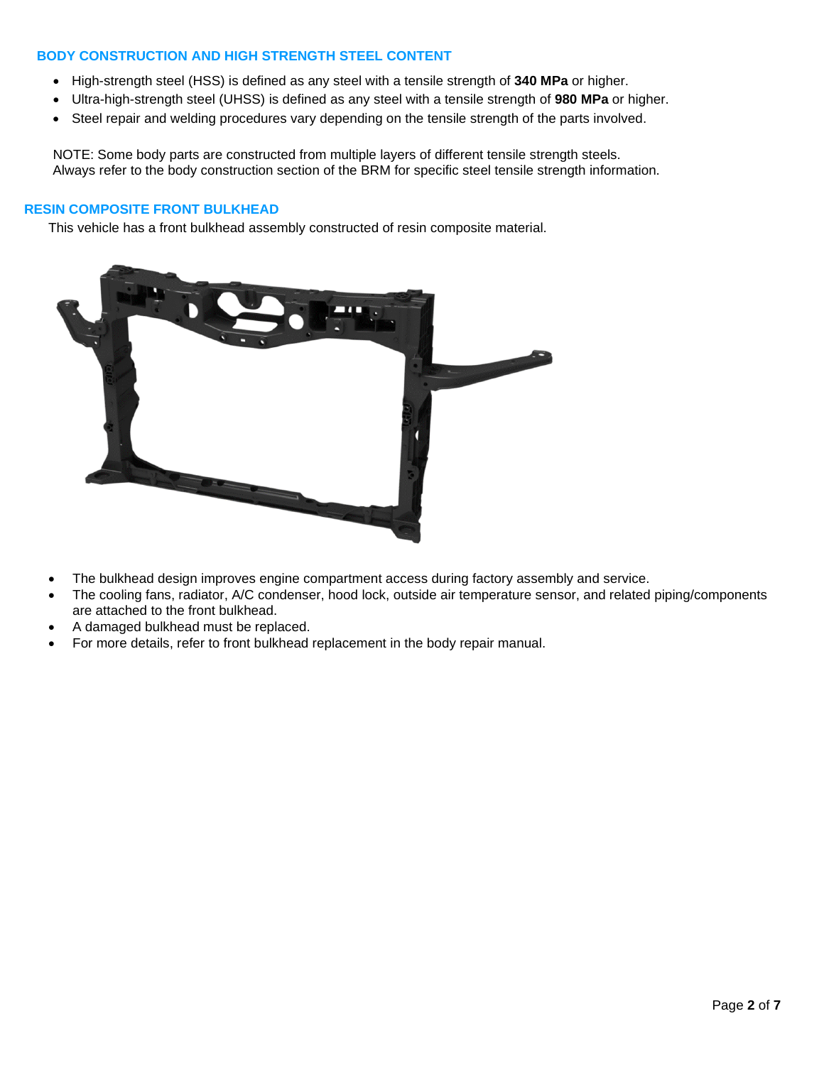## BODY CONSTRUCTION AND HIGH STRENGTH STEEL CONTENT

- High-strength steel (HSS) is defined as any steel with a tensile strength of **340 MPa** or higher.
- Ultra-high-strength steel (UHSS) is defined as any steel with a tensile strength of **980 MPa** or higher.
- Steel repair and welding procedures vary depending on the tensile strength of the parts involved.

NOTE: Some body parts are constructed from multiple layers of different tensile strength steels. Always refer to the body construction section of the BRM for specific steel tensile strength information.

## RESIN COMPOSITE FRONT BULKHEAD

This vehicle has a front bulkhead assembly constructed of resin composite material.

- The bulkhead design improves engine compartment access during factory assembly and service.
- The cooling fans, radiator, A/C condenser, hood lock, outside air temperature sensor, and related piping/components are attached to the front bulkhead.
- A damaged bulkhead must be replaced.
- For more details, refer to front bulkhead replacement in the body repair manual.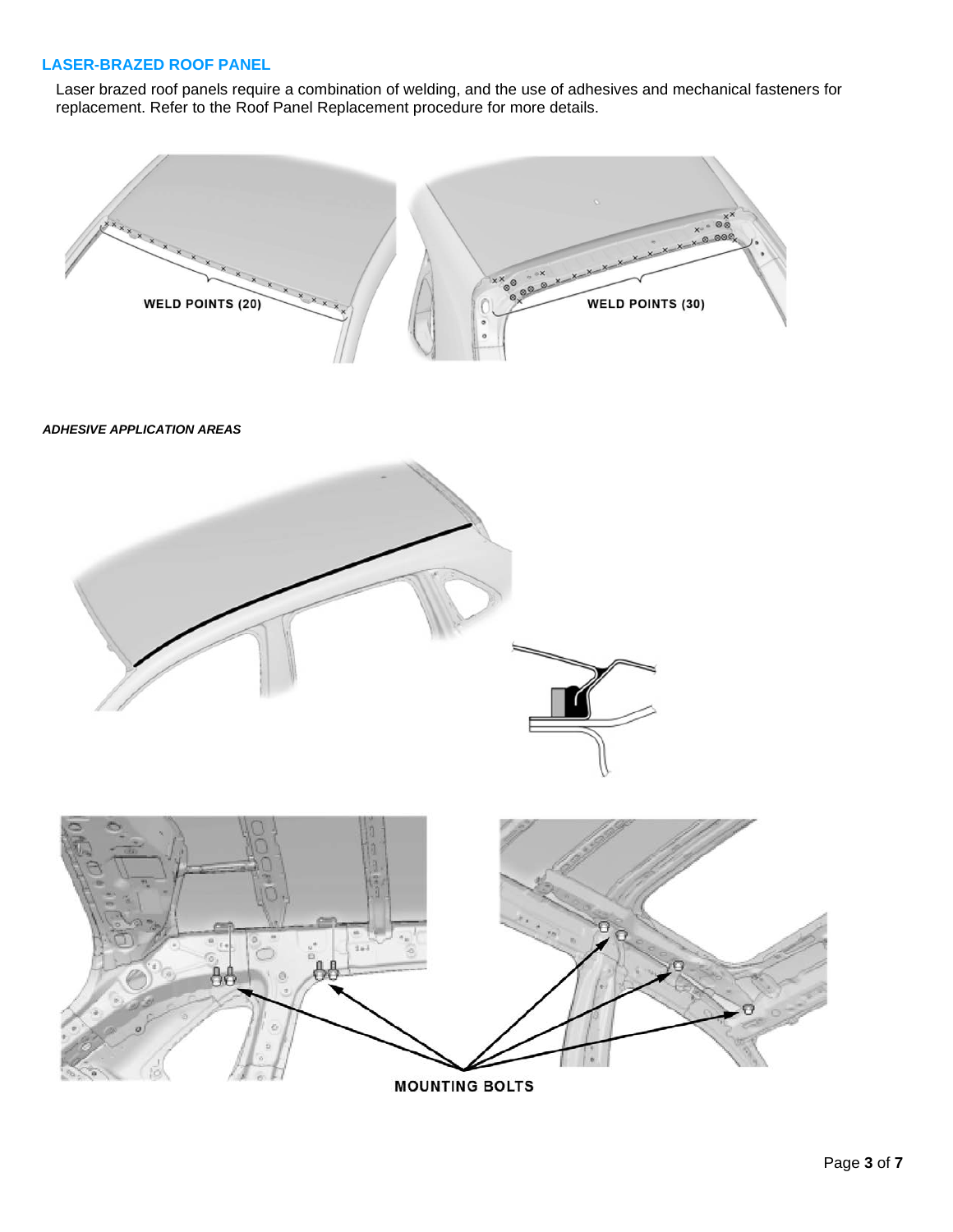## LASER-BRAZED ROOF PANEL

Laser brazed roof panels require a combination of welding, and the use of adhesives and mechanical fasteners for replacement. Refer to the Roof Panel Replacement procedure for more details.

WELD POINTS (20)

WELD POINTS (30)

***ADHESIVE APPLICATION AREAS***

MOUNTING BOLTS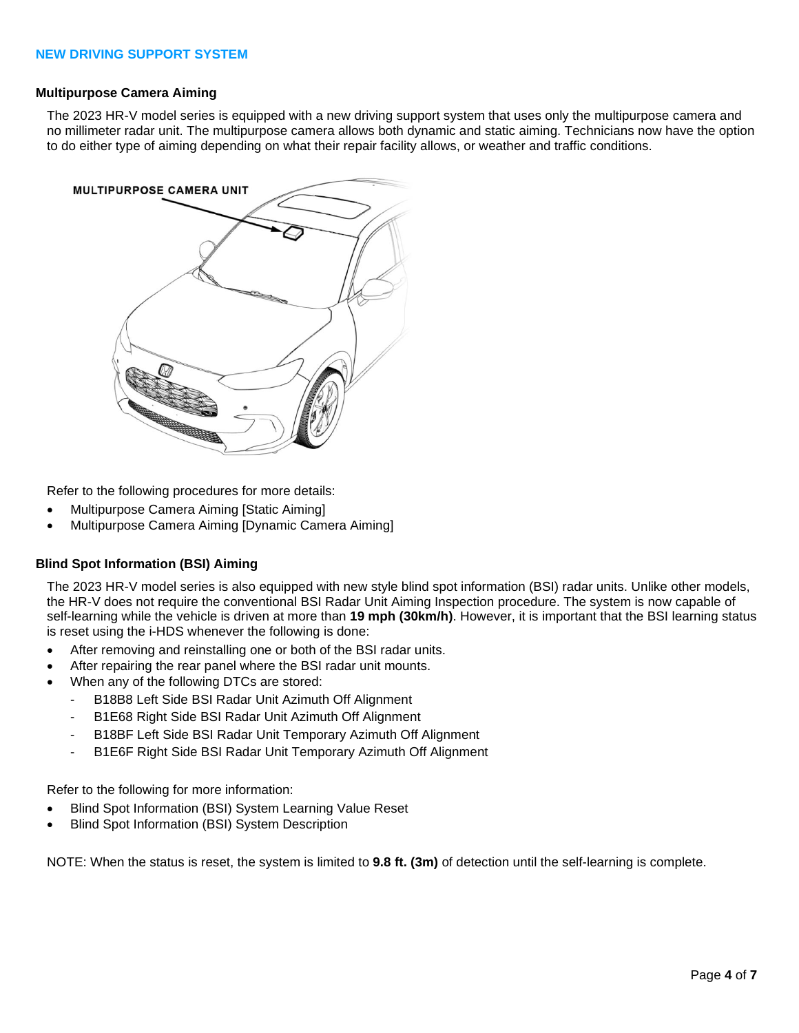## NEW DRIVING SUPPORT SYSTEM

### Multipurpose Camera Aiming

The 2023 HR-V model series is equipped with a new driving support system that uses only the multipurpose camera and no millimeter radar unit. The multipurpose camera allows both dynamic and static aiming. Technicians now have the option to do either type of aiming depending on what their repair facility allows, or weather and traffic conditions.

MULTIPURPOSE CAMERA UNIT

Refer to the following procedures for more details:

- Multipurpose Camera Aiming [Static Aiming]
- Multipurpose Camera Aiming [Dynamic Camera Aiming]

### Blind Spot Information (BSI) Aiming

The 2023 HR-V model series is also equipped with new style blind spot information (BSI) radar units. Unlike other models, the HR-V does not require the conventional BSI Radar Unit Aiming Inspection procedure. The system is now capable of self-learning while the vehicle is driven at more than **19 mph (30km/h)**. However, it is important that the BSI learning status is reset using the i-HDS whenever the following is done:

- After removing and reinstalling one or both of the BSI radar units.
- After repairing the rear panel where the BSI radar unit mounts.
- When any of the following DTCs are stored:
  - B18B8 Left Side BSI Radar Unit Azimuth Off Alignment
  - B1E68 Right Side BSI Radar Unit Azimuth Off Alignment
  - B18BF Left Side BSI Radar Unit Temporary Azimuth Off Alignment
  - B1E6F Right Side BSI Radar Unit Temporary Azimuth Off Alignment

Refer to the following for more information:

- Blind Spot Information (BSI) System Learning Value Reset
- Blind Spot Information (BSI) System Description

NOTE: When the status is reset, the system is limited to **9.8 ft. (3m)** of detection until the self-learning is complete.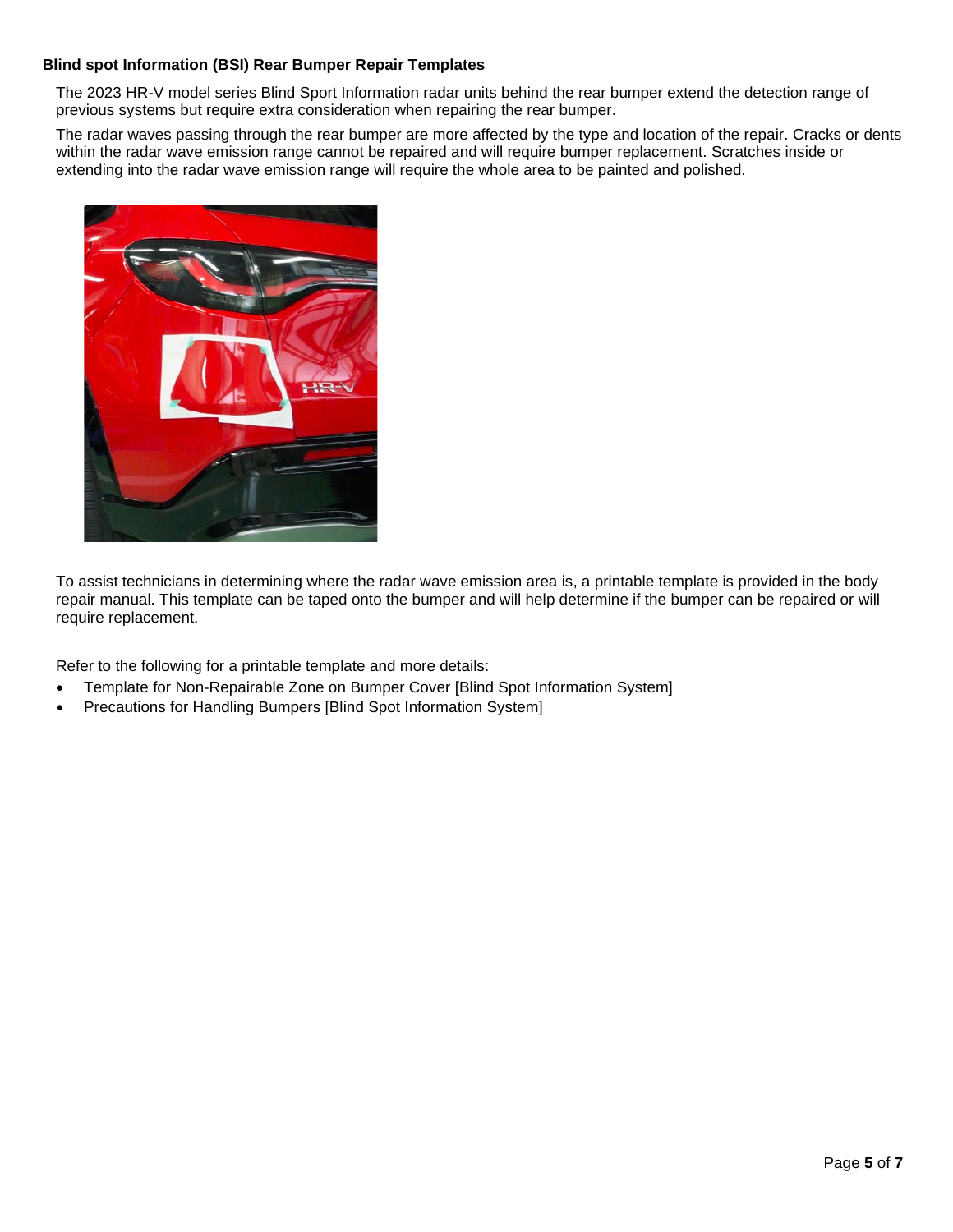**Blind spot Information (BSI) Rear Bumper Repair Templates**

The 2023 HR-V model series Blind Sport Information radar units behind the rear bumper extend the detection range of previous systems but require extra consideration when repairing the rear bumper.

The radar waves passing through the rear bumper are more affected by the type and location of the repair. Cracks or dents within the radar wave emission range cannot be repaired and will require bumper replacement. Scratches inside or extending into the radar wave emission range will require the whole area to be painted and polished.

To assist technicians in determining where the radar wave emission area is, a printable template is provided in the body repair manual. This template can be taped onto the bumper and will help determine if the bumper can be repaired or will require replacement.

Refer to the following for a printable template and more details:

- Template for Non-Repairable Zone on Bumper Cover [Blind Spot Information System]
- Precautions for Handling Bumpers [Blind Spot Information System]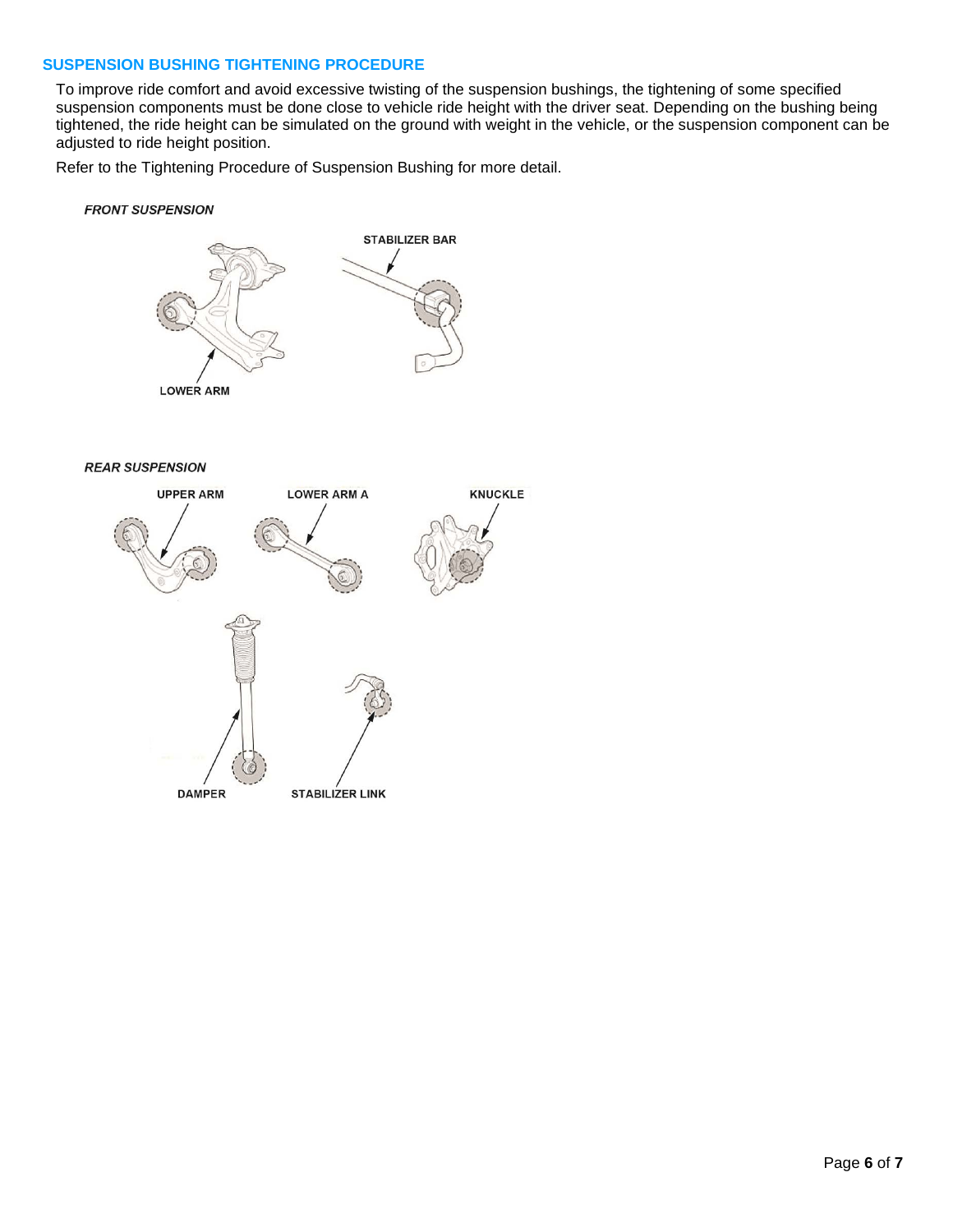## SUSPENSION BUSHING TIGHTENING PROCEDURE

To improve ride comfort and avoid excessive twisting of the suspension bushings, the tightening of some specified suspension components must be done close to vehicle ride height with the driver seat. Depending on the bushing being tightened, the ride height can be simulated on the ground with weight in the vehicle, or the suspension component can be adjusted to ride height position.

Refer to the Tightening Procedure of Suspension Bushing for more detail.

***FRONT SUSPENSION***

STABILIZER BAR

LOWER ARM

***REAR SUSPENSION***

UPPER ARM

LOWER ARM A

KNUCKLE

DAMPER

STABILIZER LINK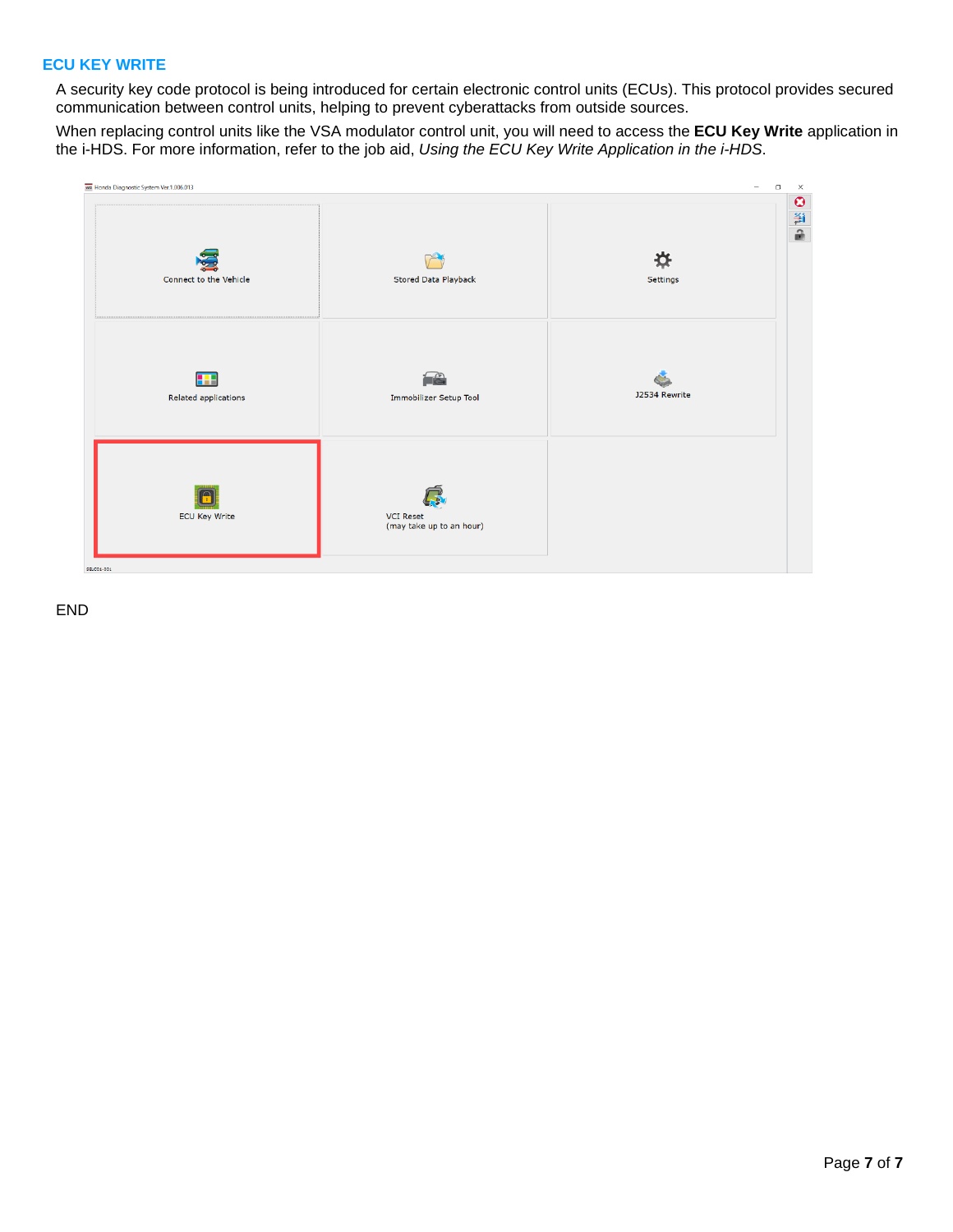## ECU KEY WRITE

A security key code protocol is being introduced for certain electronic control units (ECUs). This protocol provides secured communication between control units, helping to prevent cyberattacks from outside sources.

When replacing control units like the VSA modulator control unit, you will need to access the **ECU Key Write** application in the i-HDS. For more information, refer to the job aid, *Using the ECU Key Write Application in the i-HDS*.

END